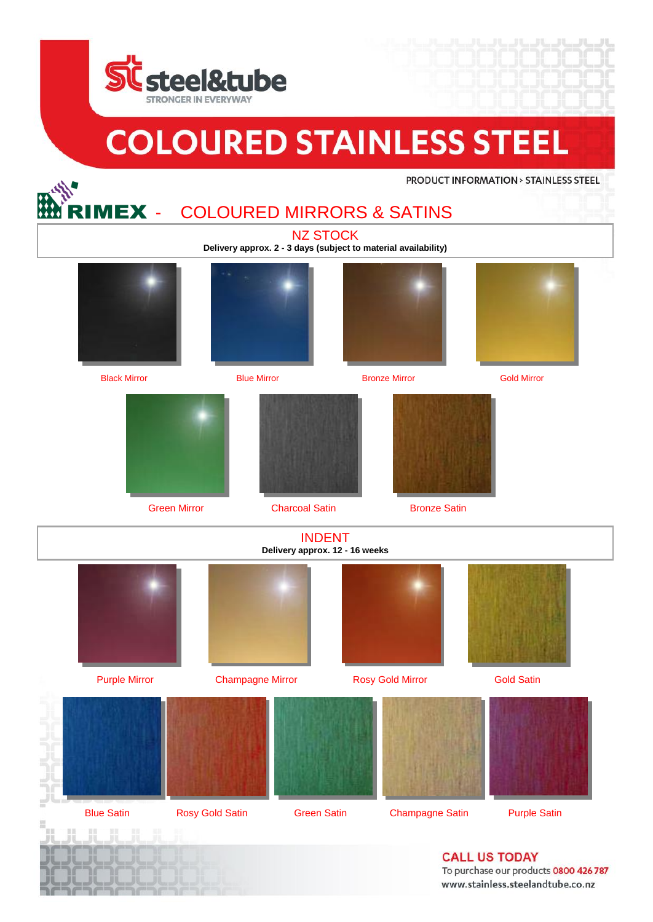steel&tube

STRONGER IN EVERYWAY

# COLOURED STAINLESS STEEL

PRODUCT INFORMATION › STAINLESS STEEL

## RIMEX - COLOURED MIRRORS & SATINS

### NZ STOCK

**Delivery approx. 2 - 3 days (subject to material availability)**

Black Mirror

Blue Mirror

Bronze Mirror

Gold Mirror

Green Mirror

Charcoal Satin

Bronze Satin

### INDENT

**Delivery approx. 12 - 16 weeks**

Purple Mirror

Champagne Mirror

Rosy Gold Mirror

Gold Satin

Blue Satin

Rosy Gold Satin

Green Satin

Champagne Satin

Purple Satin

**CALL US TODAY**

To purchase our products 0800 426 787

www.stainless.steelandtube.co.nz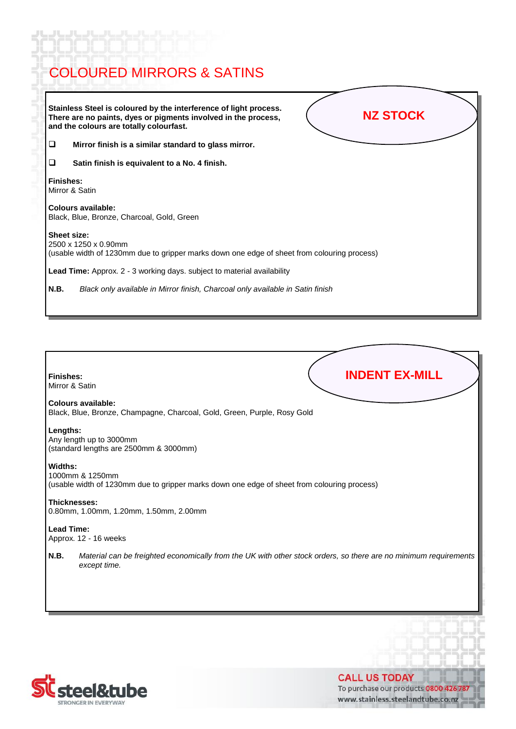# COLOURED MIRRORS & SATINS

## NZ STOCK

**Stainless Steel is coloured by the interference of light process. There are no paints, dyes or pigments involved in the process, and the colours are totally colourfast.**

- **Mirror finish is a similar standard to glass mirror.**
- **Satin finish is equivalent to a No. 4 finish.**

**Finishes:**
Mirror & Satin

**Colours available:**
Black, Blue, Bronze, Charcoal, Gold, Green

**Sheet size:**
2500 x 1250 x 0.90mm
(usable width of 1230mm due to gripper marks down one edge of sheet from colouring process)

**Lead Time:** Approx. 2 - 3 working days. subject to material availability

**N.B.** *Black only available in Mirror finish, Charcoal only available in Satin finish*

## INDENT EX-MILL

**Finishes:**
Mirror & Satin

**Colours available:**
Black, Blue, Bronze, Champagne, Charcoal, Gold, Green, Purple, Rosy Gold

**Lengths:**
Any length up to 3000mm
(standard lengths are 2500mm & 3000mm)

**Widths:**
1000mm & 1250mm
(usable width of 1230mm due to gripper marks down one edge of sheet from colouring process)

**Thicknesses:**
0.80mm, 1.00mm, 1.20mm, 1.50mm, 2.00mm

**Lead Time:**
Approx. 12 - 16 weeks

**N.B.** *Material can be freighted economically from the UK with other stock orders, so there are no minimum requirements except time.*

steel&tube
STRONGER IN EVERYWAY

CALL US TODAY
To purchase our products 0800 426 787
www.stainless.steelandtube.co.nz